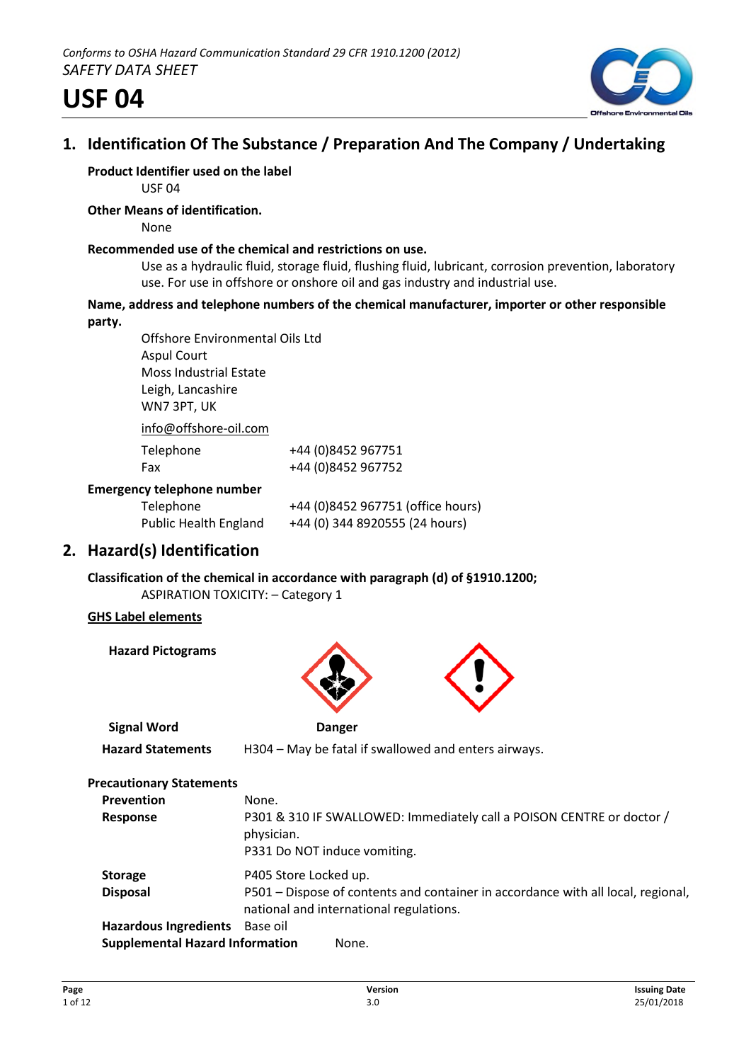*Conforms to OSHA Hazard Communication Standard 29 CFR 1910.1200 (2012)*
*SAFETY DATA SHEET*

# USF 04

## 1. Identification Of The Substance / Preparation And The Company / Undertaking

**Product Identifier used on the label**

USF 04

**Other Means of identification.**

None

**Recommended use of the chemical and restrictions on use.**

Use as a hydraulic fluid, storage fluid, flushing fluid, lubricant, corrosion prevention, laboratory use. For use in offshore or onshore oil and gas industry and industrial use.

**Name, address and telephone numbers of the chemical manufacturer, importer or other responsible party.**

Offshore Environmental Oils Ltd
Aspul Court
Moss Industrial Estate
Leigh, Lancashire
WN7 3PT, UK

info@offshore-oil.com

| | |
|---|---|
| Telephone | +44 (0)8452 967751 |
| Fax | +44 (0)8452 967752 |

**Emergency telephone number**

| | |
|---|---|
| Telephone | +44 (0)8452 967751 (office hours) |
| Public Health England | +44 (0) 344 8920555 (24 hours) |

## 2. Hazard(s) Identification

**Classification of the chemical in accordance with paragraph (d) of §1910.1200;**

ASPIRATION TOXICITY: – Category 1

**GHS Label elements**

**Hazard Pictograms**

**Signal Word** Danger

**Hazard Statements** H304 – May be fatal if swallowed and enters airways.

**Precautionary Statements**

| | |
|---|---|
| **Prevention** | None. |
| **Response** | P301 & 310 IF SWALLOWED: Immediately call a POISON CENTRE or doctor / physician.<br>P331 Do NOT induce vomiting. |
| **Storage** | P405 Store Locked up. |
| **Disposal** | P501 – Dispose of contents and container in accordance with all local, regional, national and international regulations. |
| **Hazardous Ingredients** | Base oil |
| **Supplemental Hazard Information** | None. |

**Version** 3.0
**Issuing Date** 25/01/2018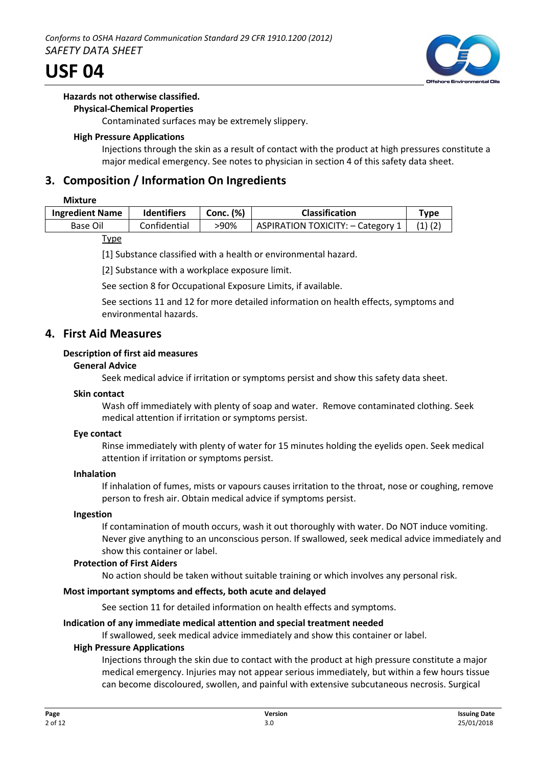#### Hazards not otherwise classified.

**Physical-Chemical Properties**

Contaminated surfaces may be extremely slippery.

**High Pressure Applications**

Injections through the skin as a result of contact with the product at high pressures constitute a major medical emergency. See notes to physician in section 4 of this safety data sheet.

## 3. Composition / Information On Ingredients

**Mixture**

| Ingredient Name | Identifiers | Conc. (%) | Classification | Type |
|---|---|---|---|---|
| Base Oil | Confidential | >90% | ASPIRATION TOXICITY: – Category 1 | (1) (2) |

<u>Type</u>

[1] Substance classified with a health or environmental hazard.

[2] Substance with a workplace exposure limit.

See section 8 for Occupational Exposure Limits, if available.

See sections 11 and 12 for more detailed information on health effects, symptoms and environmental hazards.

## 4. First Aid Measures

### Description of first aid measures

**General Advice**

Seek medical advice if irritation or symptoms persist and show this safety data sheet.

**Skin contact**

Wash off immediately with plenty of soap and water. Remove contaminated clothing. Seek medical attention if irritation or symptoms persist.

**Eye contact**

Rinse immediately with plenty of water for 15 minutes holding the eyelids open. Seek medical attention if irritation or symptoms persist.

**Inhalation**

If inhalation of fumes, mists or vapours causes irritation to the throat, nose or coughing, remove person to fresh air. Obtain medical advice if symptoms persist.

**Ingestion**

If contamination of mouth occurs, wash it out thoroughly with water. Do NOT induce vomiting. Never give anything to an unconscious person. If swallowed, seek medical advice immediately and show this container or label.

**Protection of First Aiders**

No action should be taken without suitable training or which involves any personal risk.

### Most important symptoms and effects, both acute and delayed

See section 11 for detailed information on health effects and symptoms.

### Indication of any immediate medical attention and special treatment needed

If swallowed, seek medical advice immediately and show this container or label.

**High Pressure Applications**

Injections through the skin due to contact with the product at high pressure constitute a major medical emergency. Injuries may not appear serious immediately, but within a few hours tissue can become discoloured, swollen, and painful with extensive subcutaneous necrosis. Surgical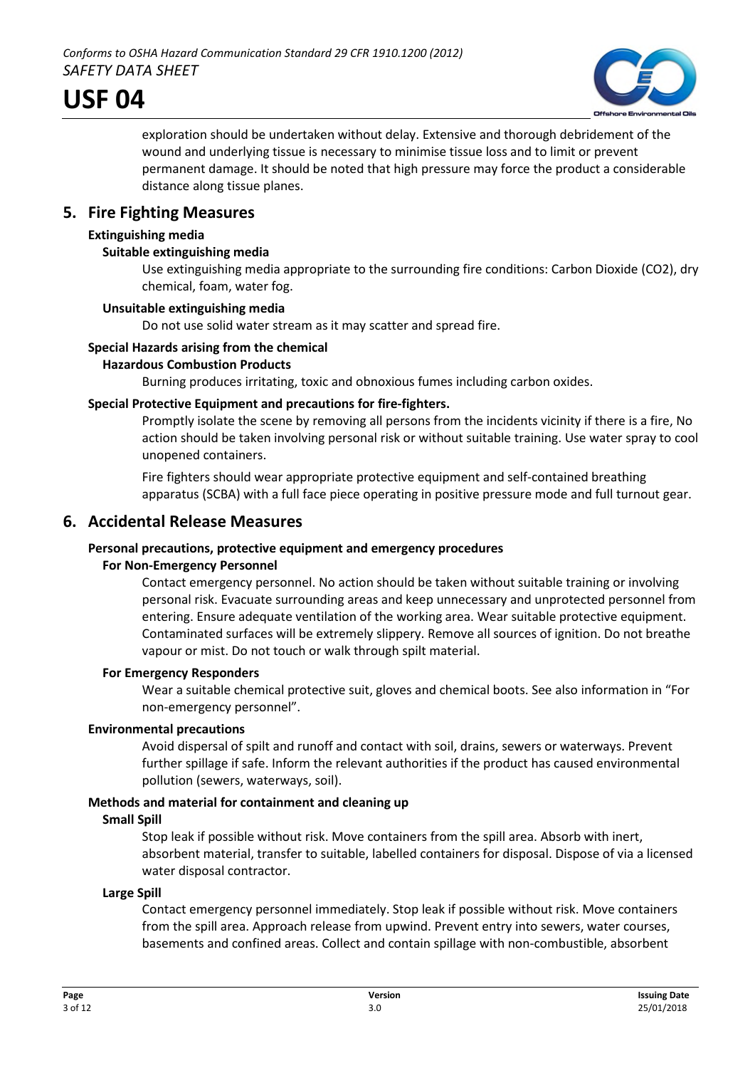exploration should be undertaken without delay. Extensive and thorough debridement of the wound and underlying tissue is necessary to minimise tissue loss and to limit or prevent permanent damage. It should be noted that high pressure may force the product a considerable distance along tissue planes.

## 5. Fire Fighting Measures

### Extinguishing media

#### Suitable extinguishing media

Use extinguishing media appropriate to the surrounding fire conditions: Carbon Dioxide ($CO_2$), dry chemical, foam, water fog.

#### Unsuitable extinguishing media

Do not use solid water stream as it may scatter and spread fire.

### Special Hazards arising from the chemical

#### Hazardous Combustion Products

Burning produces irritating, toxic and obnoxious fumes including carbon oxides.

### Special Protective Equipment and precautions for fire-fighters.

Promptly isolate the scene by removing all persons from the incidents vicinity if there is a fire, No action should be taken involving personal risk or without suitable training. Use water spray to cool unopened containers.

Fire fighters should wear appropriate protective equipment and self-contained breathing apparatus (SCBA) with a full face piece operating in positive pressure mode and full turnout gear.

## 6. Accidental Release Measures

### Personal precautions, protective equipment and emergency procedures

#### For Non-Emergency Personnel

Contact emergency personnel. No action should be taken without suitable training or involving personal risk. Evacuate surrounding areas and keep unnecessary and unprotected personnel from entering. Ensure adequate ventilation of the working area. Wear suitable protective equipment. Contaminated surfaces will be extremely slippery. Remove all sources of ignition. Do not breathe vapour or mist. Do not touch or walk through spilt material.

#### For Emergency Responders

Wear a suitable chemical protective suit, gloves and chemical boots. See also information in "For non-emergency personnel".

### Environmental precautions

Avoid dispersal of spilt and runoff and contact with soil, drains, sewers or waterways. Prevent further spillage if safe. Inform the relevant authorities if the product has caused environmental pollution (sewers, waterways, soil).

### Methods and material for containment and cleaning up

#### Small Spill

Stop leak if possible without risk. Move containers from the spill area. Absorb with inert, absorbent material, transfer to suitable, labelled containers for disposal. Dispose of via a licensed water disposal contractor.

#### Large Spill

Contact emergency personnel immediately. Stop leak if possible without risk. Move containers from the spill area. Approach release from upwind. Prevent entry into sewers, water courses, basements and confined areas. Collect and contain spillage with non-combustible, absorbent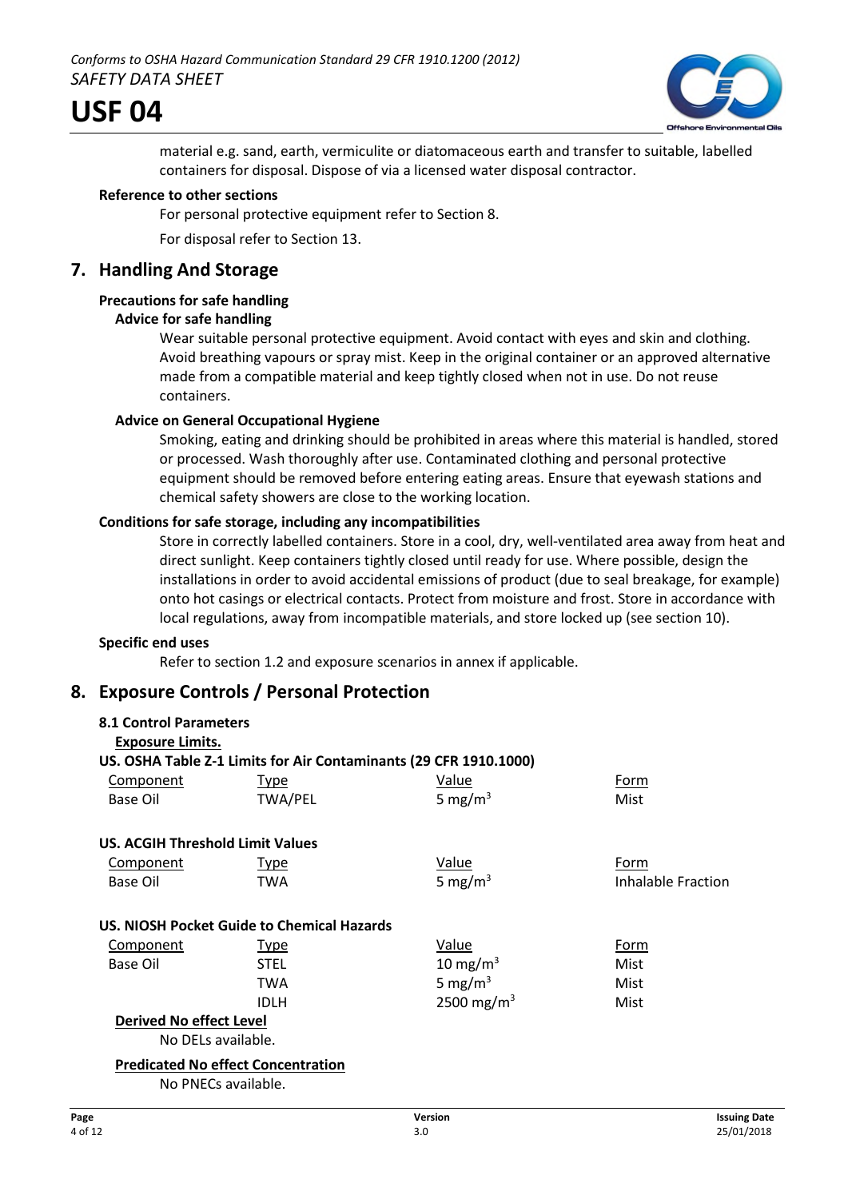material e.g. sand, earth, vermiculite or diatomaceous earth and transfer to suitable, labelled containers for disposal. Dispose of via a licensed water disposal contractor.

**Reference to other sections**

For personal protective equipment refer to Section 8.

For disposal refer to Section 13.

## 7. Handling And Storage

**Precautions for safe handling**

**Advice for safe handling**

Wear suitable personal protective equipment. Avoid contact with eyes and skin and clothing. Avoid breathing vapours or spray mist. Keep in the original container or an approved alternative made from a compatible material and keep tightly closed when not in use. Do not reuse containers.

**Advice on General Occupational Hygiene**

Smoking, eating and drinking should be prohibited in areas where this material is handled, stored or processed. Wash thoroughly after use. Contaminated clothing and personal protective equipment should be removed before entering eating areas. Ensure that eyewash stations and chemical safety showers are close to the working location.

**Conditions for safe storage, including any incompatibilities**

Store in correctly labelled containers. Store in a cool, dry, well-ventilated area away from heat and direct sunlight. Keep containers tightly closed until ready for use. Where possible, design the installations in order to avoid accidental emissions of product (due to seal breakage, for example) onto hot casings or electrical contacts. Protect from moisture and frost. Store in accordance with local regulations, away from incompatible materials, and store locked up (see section 10).

**Specific end uses**

Refer to section 1.2 and exposure scenarios in annex if applicable.

## 8. Exposure Controls / Personal Protection

**8.1 Control Parameters**

**Exposure Limits.**

**US. OSHA Table Z-1 Limits for Air Contaminants (29 CFR 1910.1000)**

| Component | Type | Value | Form |
|---|---|---|---|
| Base Oil | TWA/PEL | 5 mg/m$^3$ | Mist |

**US. ACGIH Threshold Limit Values**

| Component | Type | Value | Form |
|---|---|---|---|
| Base Oil | TWA | 5 mg/m$^3$ | Inhalable Fraction |

**US. NIOSH Pocket Guide to Chemical Hazards**

| Component | Type | Value | Form |
|---|---|---|---|
| Base Oil | STEL | 10 mg/m$^3$ | Mist |
| | TWA | 5 mg/m$^3$ | Mist |
| | IDLH | 2500 mg/m$^3$ | Mist |

**Derived No effect Level**

No DELs available.

**Predicated No effect Concentration**

No PNECs available.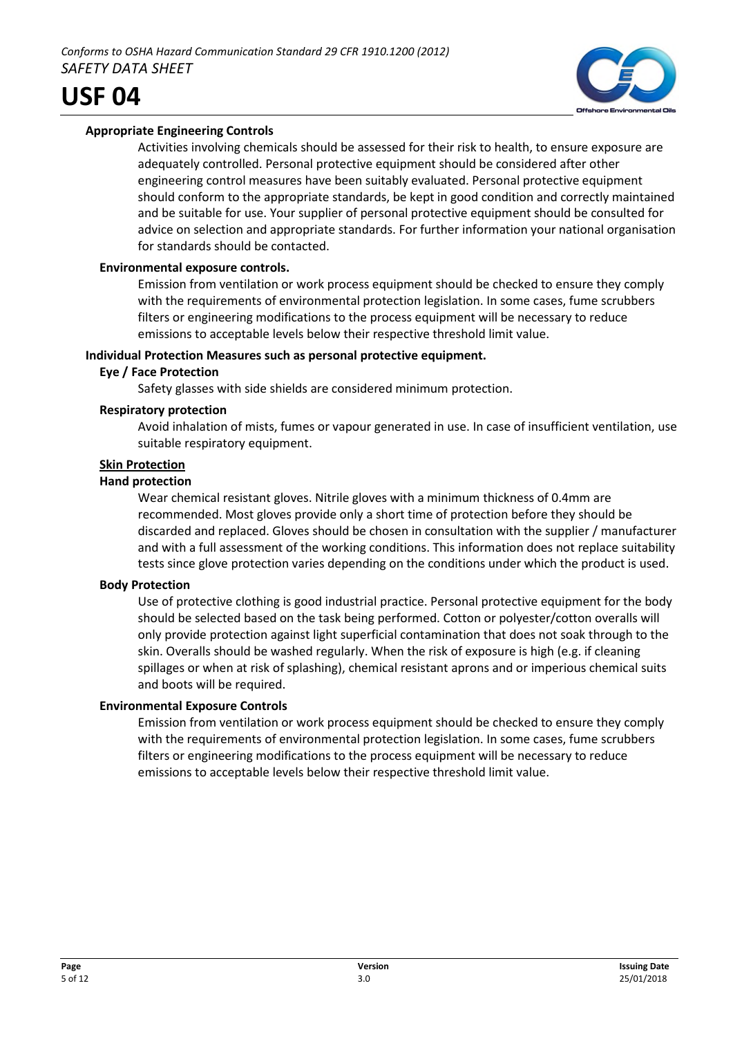**Appropriate Engineering Controls**

Activities involving chemicals should be assessed for their risk to health, to ensure exposure are adequately controlled. Personal protective equipment should be considered after other engineering control measures have been suitably evaluated. Personal protective equipment should conform to the appropriate standards, be kept in good condition and correctly maintained and be suitable for use. Your supplier of personal protective equipment should be consulted for advice on selection and appropriate standards. For further information your national organisation for standards should be contacted.

**Environmental exposure controls.**

Emission from ventilation or work process equipment should be checked to ensure they comply with the requirements of environmental protection legislation. In some cases, fume scrubbers filters or engineering modifications to the process equipment will be necessary to reduce emissions to acceptable levels below their respective threshold limit value.

**Individual Protection Measures such as personal protective equipment.**

**Eye / Face Protection**

Safety glasses with side shields are considered minimum protection.

**Respiratory protection**

Avoid inhalation of mists, fumes or vapour generated in use. In case of insufficient ventilation, use suitable respiratory equipment.

**Skin Protection**

**Hand protection**

Wear chemical resistant gloves. Nitrile gloves with a minimum thickness of 0.4mm are recommended. Most gloves provide only a short time of protection before they should be discarded and replaced. Gloves should be chosen in consultation with the supplier / manufacturer and with a full assessment of the working conditions. This information does not replace suitability tests since glove protection varies depending on the conditions under which the product is used.

**Body Protection**

Use of protective clothing is good industrial practice. Personal protective equipment for the body should be selected based on the task being performed. Cotton or polyester/cotton overalls will only provide protection against light superficial contamination that does not soak through to the skin. Overalls should be washed regularly. When the risk of exposure is high (e.g. if cleaning spillages or when at risk of splashing), chemical resistant aprons and or imperious chemical suits and boots will be required.

**Environmental Exposure Controls**

Emission from ventilation or work process equipment should be checked to ensure they comply with the requirements of environmental protection legislation. In some cases, fume scrubbers filters or engineering modifications to the process equipment will be necessary to reduce emissions to acceptable levels below their respective threshold limit value.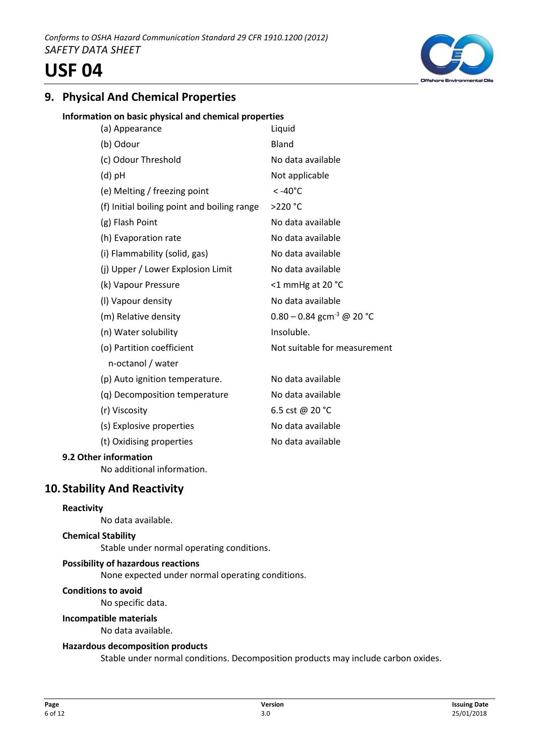## 9. Physical And Chemical Properties

### Information on basic physical and chemical properties

| Property | Value |
|---|---|
| (a) Appearance | Liquid |
| (b) Odour | Bland |
| (c) Odour Threshold | No data available |
| (d) pH | Not applicable |
| (e) Melting / freezing point | < -40°C |
| (f) Initial boiling point and boiling range | >220 °C |
| (g) Flash Point | No data available |
| (h) Evaporation rate | No data available |
| (i) Flammability (solid, gas) | No data available |
| (j) Upper / Lower Explosion Limit | No data available |
| (k) Vapour Pressure | <1 mmHg at 20 °C |
| (l) Vapour density | No data available |
| (m) Relative density | 0.80 – 0.84 $gcm^{-3}$ @ 20 °C |
| (n) Water solubility | Insoluble. |
| (o) Partition coefficient n-octanol / water | Not suitable for measurement |
| (p) Auto ignition temperature. | No data available |
| (q) Decomposition temperature | No data available |
| (r) Viscosity | 6.5 cst @ 20 °C |
| (s) Explosive properties | No data available |
| (t) Oxidising properties | No data available |

### 9.2 Other information

No additional information.

## 10. Stability And Reactivity

**Reactivity**

No data available.

**Chemical Stability**

Stable under normal operating conditions.

**Possibility of hazardous reactions**

None expected under normal operating conditions.

**Conditions to avoid**

No specific data.

**Incompatible materials**

No data available.

**Hazardous decomposition products**

Stable under normal conditions. Decomposition products may include carbon oxides.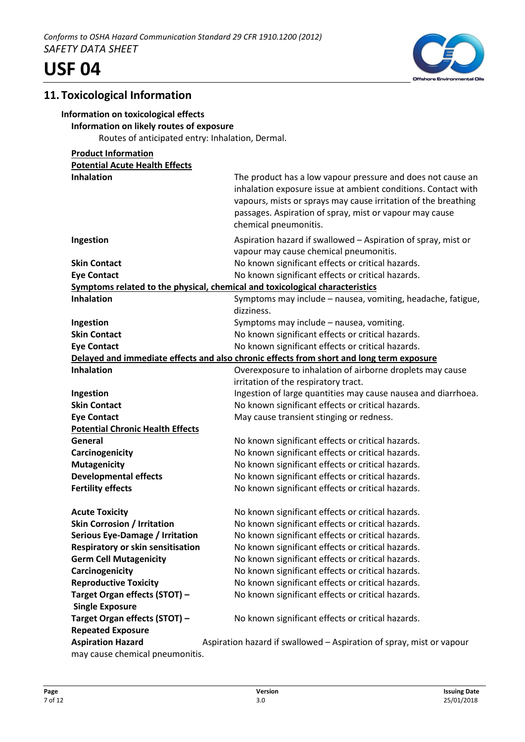## 11. Toxicological Information

**Information on toxicological effects**

**Information on likely routes of exposure**

Routes of anticipated entry: Inhalation, Dermal.

**Product Information**

**Potential Acute Health Effects**

| | |
|---|---|
| **Inhalation** | The product has a low vapour pressure and does not cause an inhalation exposure issue at ambient conditions. Contact with vapours, mists or sprays may cause irritation of the breathing passages. Aspiration of spray, mist or vapour may cause chemical pneumonitis. |
| **Ingestion** | Aspiration hazard if swallowed – Aspiration of spray, mist or vapour may cause chemical pneumonitis. |
| **Skin Contact** | No known significant effects or critical hazards. |
| **Eye Contact** | No known significant effects or critical hazards. |

**Symptoms related to the physical, chemical and toxicological characteristics**

| | |
|---|---|
| **Inhalation** | Symptoms may include – nausea, vomiting, headache, fatigue, dizziness. |
| **Ingestion** | Symptoms may include – nausea, vomiting. |
| **Skin Contact** | No known significant effects or critical hazards. |
| **Eye Contact** | No known significant effects or critical hazards. |

**Delayed and immediate effects and also chronic effects from short and long term exposure**

| | |
|---|---|
| **Inhalation** | Overexposure to inhalation of airborne droplets may cause irritation of the respiratory tract. |
| **Ingestion** | Ingestion of large quantities may cause nausea and diarrhoea. |
| **Skin Contact** | No known significant effects or critical hazards. |
| **Eye Contact** | May cause transient stinging or redness. |

**Potential Chronic Health Effects**

| | |
|---|---|
| **General** | No known significant effects or critical hazards. |
| **Carcinogenicity** | No known significant effects or critical hazards. |
| **Mutagenicity** | No known significant effects or critical hazards. |
| **Developmental effects** | No known significant effects or critical hazards. |
| **Fertility effects** | No known significant effects or critical hazards. |

| | |
|---|---|
| **Acute Toxicity** | No known significant effects or critical hazards. |
| **Skin Corrosion / Irritation** | No known significant effects or critical hazards. |
| **Serious Eye-Damage / Irritation** | No known significant effects or critical hazards. |
| **Respiratory or skin sensitisation** | No known significant effects or critical hazards. |
| **Germ Cell Mutagenicity** | No known significant effects or critical hazards. |
| **Carcinogenicity** | No known significant effects or critical hazards. |
| **Reproductive Toxicity** | No known significant effects or critical hazards. |
| **Target Organ effects (STOT) – Single Exposure** | No known significant effects or critical hazards. |
| **Target Organ effects (STOT) – Repeated Exposure** | No known significant effects or critical hazards. |
| **Aspiration Hazard** | Aspiration hazard if swallowed – Aspiration of spray, mist or vapour may cause chemical pneumonitis. |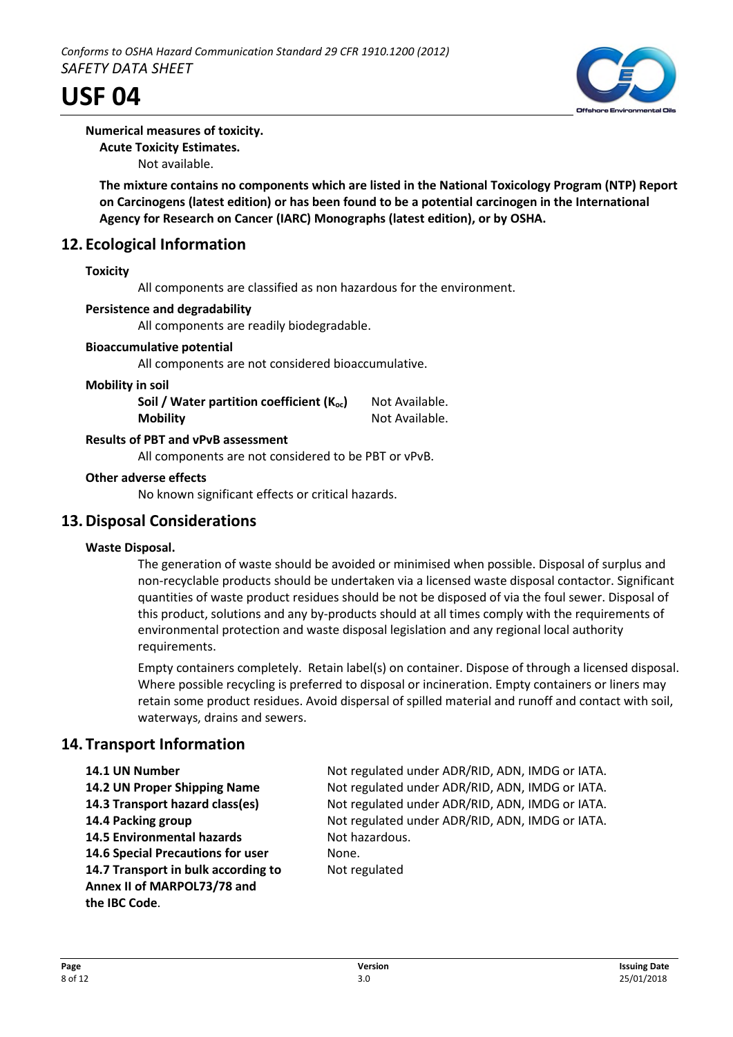**Numerical measures of toxicity.**

**Acute Toxicity Estimates.**

Not available.

**The mixture contains no components which are listed in the National Toxicology Program (NTP) Report on Carcinogens (latest edition) or has been found to be a potential carcinogen in the International Agency for Research on Cancer (IARC) Monographs (latest edition), or by OSHA.**

## 12. Ecological Information

**Toxicity**

All components are classified as non hazardous for the environment.

**Persistence and degradability**

All components are readily biodegradable.

**Bioaccumulative potential**

All components are not considered bioaccumulative.

**Mobility in soil**

| | |
|---|---|
| **Soil / Water partition coefficient ($K_{oc}$)** | Not Available. |
| **Mobility** | Not Available. |

**Results of PBT and vPvB assessment**

All components are not considered to be PBT or vPvB.

**Other adverse effects**

No known significant effects or critical hazards.

## 13. Disposal Considerations

**Waste Disposal.**

The generation of waste should be avoided or minimised when possible. Disposal of surplus and non-recyclable products should be undertaken via a licensed waste disposal contactor. Significant quantities of waste product residues should be not be disposed of via the foul sewer. Disposal of this product, solutions and any by-products should at all times comply with the requirements of environmental protection and waste disposal legislation and any regional local authority requirements.

Empty containers completely. Retain label(s) on container. Dispose of through a licensed disposal. Where possible recycling is preferred to disposal or incineration. Empty containers or liners may retain some product residues. Avoid dispersal of spilled material and runoff and contact with soil, waterways, drains and sewers.

## 14. Transport Information

| | |
|---|---|
| **14.1 UN Number** | Not regulated under ADR/RID, ADN, IMDG or IATA. |
| **14.2 UN Proper Shipping Name** | Not regulated under ADR/RID, ADN, IMDG or IATA. |
| **14.3 Transport hazard class(es)** | Not regulated under ADR/RID, ADN, IMDG or IATA. |
| **14.4 Packing group** | Not regulated under ADR/RID, ADN, IMDG or IATA. |
| **14.5 Environmental hazards** | Not hazardous. |
| **14.6 Special Precautions for user** | None. |
| **14.7 Transport in bulk according to Annex II of MARPOL73/78 and the IBC Code**. | Not regulated |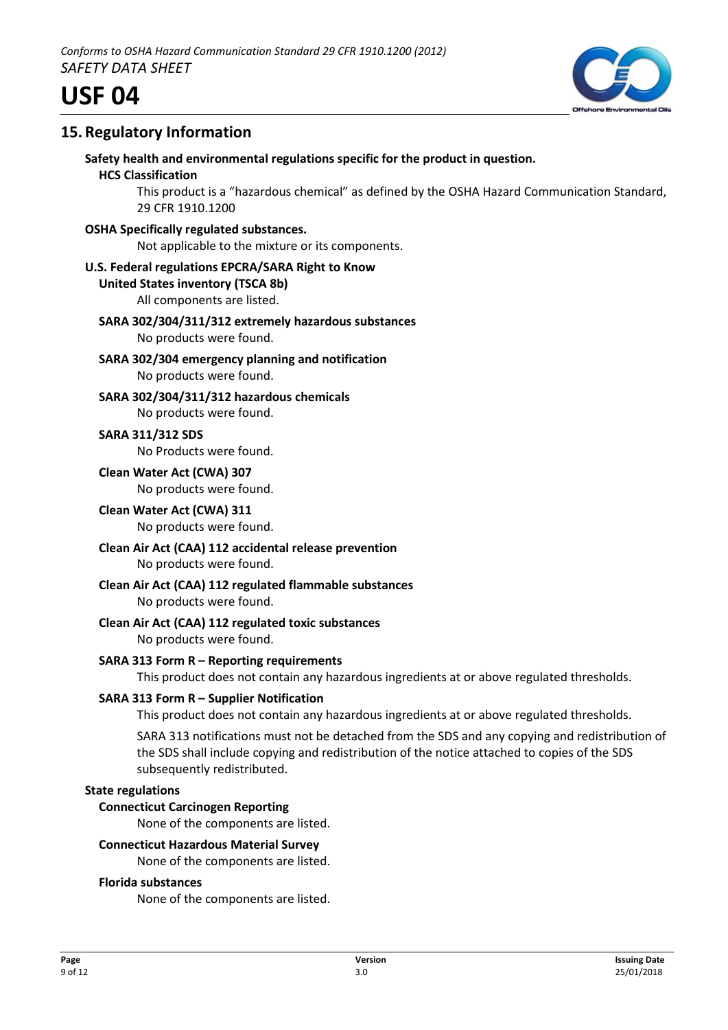## 15. Regulatory Information

**Safety health and environmental regulations specific for the product in question.**

**HCS Classification**

This product is a "hazardous chemical" as defined by the OSHA Hazard Communication Standard, 29 CFR 1910.1200

**OSHA Specifically regulated substances.**

Not applicable to the mixture or its components.

**U.S. Federal regulations EPCRA/SARA Right to Know**

**United States inventory (TSCA 8b)**

All components are listed.

**SARA 302/304/311/312 extremely hazardous substances**

No products were found.

**SARA 302/304 emergency planning and notification**

No products were found.

**SARA 302/304/311/312 hazardous chemicals**

No products were found.

**SARA 311/312 SDS**

No Products were found.

**Clean Water Act (CWA) 307**

No products were found.

**Clean Water Act (CWA) 311**

No products were found.

**Clean Air Act (CAA) 112 accidental release prevention**

No products were found.

**Clean Air Act (CAA) 112 regulated flammable substances**

No products were found.

**Clean Air Act (CAA) 112 regulated toxic substances**

No products were found.

**SARA 313 Form R – Reporting requirements**

This product does not contain any hazardous ingredients at or above regulated thresholds.

**SARA 313 Form R – Supplier Notification**

This product does not contain any hazardous ingredients at or above regulated thresholds.

SARA 313 notifications must not be detached from the SDS and any copying and redistribution of the SDS shall include copying and redistribution of the notice attached to copies of the SDS subsequently redistributed.

**State regulations**

**Connecticut Carcinogen Reporting**

None of the components are listed.

**Connecticut Hazardous Material Survey**

None of the components are listed.

**Florida substances**

None of the components are listed.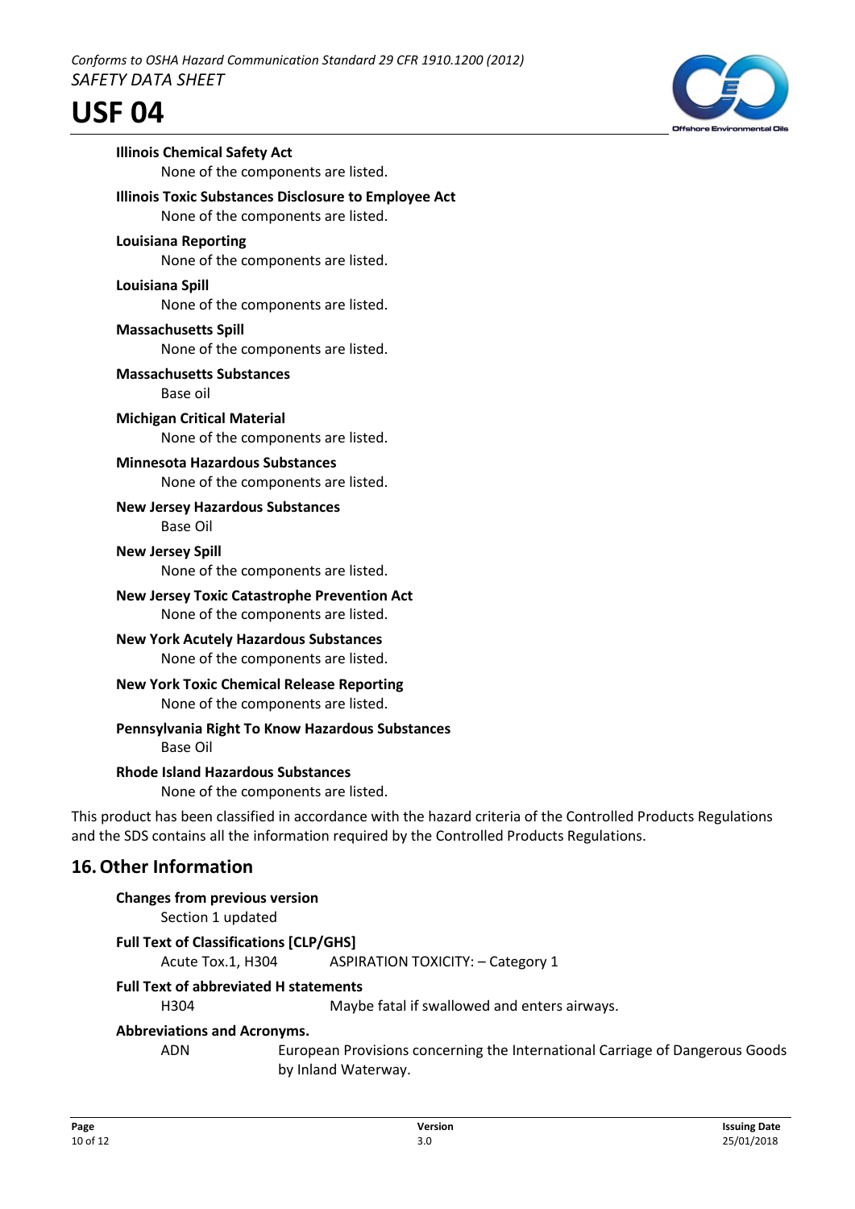**Illinois Chemical Safety Act**

None of the components are listed.

**Illinois Toxic Substances Disclosure to Employee Act**

None of the components are listed.

**Louisiana Reporting**

None of the components are listed.

**Louisiana Spill**

None of the components are listed.

**Massachusetts Spill**

None of the components are listed.

**Massachusetts Substances**

Base oil

**Michigan Critical Material**

None of the components are listed.

**Minnesota Hazardous Substances**

None of the components are listed.

**New Jersey Hazardous Substances**

Base Oil

**New Jersey Spill**

None of the components are listed.

**New Jersey Toxic Catastrophe Prevention Act**

None of the components are listed.

**New York Acutely Hazardous Substances**

None of the components are listed.

**New York Toxic Chemical Release Reporting**

None of the components are listed.

**Pennsylvania Right To Know Hazardous Substances**

Base Oil

**Rhode Island Hazardous Substances**

None of the components are listed.

This product has been classified in accordance with the hazard criteria of the Controlled Products Regulations and the SDS contains all the information required by the Controlled Products Regulations.

## 16. Other Information

**Changes from previous version**

Section 1 updated

**Full Text of Classifications [CLP/GHS]**

| | |
|---|---|
| Acute Tox.1, H304 | ASPIRATION TOXICITY: – Category 1 |

**Full Text of abbreviated H statements**

| | |
|---|---|
| H304 | Maybe fatal if swallowed and enters airways. |

**Abbreviations and Acronyms.**

| | |
|---|---|
| ADN | European Provisions concerning the International Carriage of Dangerous Goods by Inland Waterway. |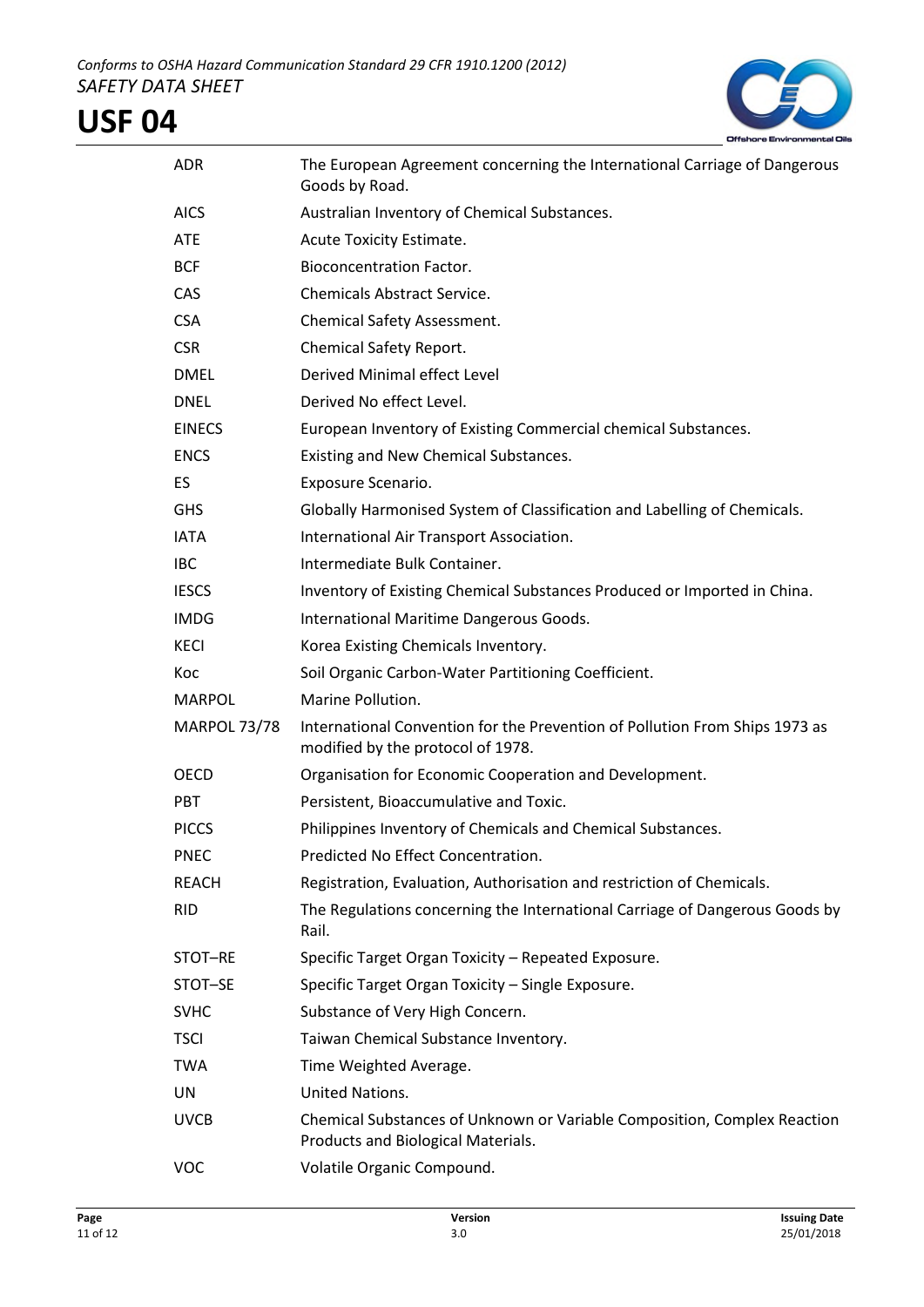| | |
|---|---|
| ADR | The European Agreement concerning the International Carriage of Dangerous Goods by Road. |
| AICS | Australian Inventory of Chemical Substances. |
| ATE | Acute Toxicity Estimate. |
| BCF | Bioconcentration Factor. |
| CAS | Chemicals Abstract Service. |
| CSA | Chemical Safety Assessment. |
| CSR | Chemical Safety Report. |
| DMEL | Derived Minimal effect Level |
| DNEL | Derived No effect Level. |
| EINECS | European Inventory of Existing Commercial chemical Substances. |
| ENCS | Existing and New Chemical Substances. |
| ES | Exposure Scenario. |
| GHS | Globally Harmonised System of Classification and Labelling of Chemicals. |
| IATA | International Air Transport Association. |
| IBC | Intermediate Bulk Container. |
| IESCS | Inventory of Existing Chemical Substances Produced or Imported in China. |
| IMDG | International Maritime Dangerous Goods. |
| KECI | Korea Existing Chemicals Inventory. |
| Koc | Soil Organic Carbon-Water Partitioning Coefficient. |
| MARPOL | Marine Pollution. |
| MARPOL 73/78 | International Convention for the Prevention of Pollution From Ships 1973 as modified by the protocol of 1978. |
| OECD | Organisation for Economic Cooperation and Development. |
| PBT | Persistent, Bioaccumulative and Toxic. |
| PICCS | Philippines Inventory of Chemicals and Chemical Substances. |
| PNEC | Predicted No Effect Concentration. |
| REACH | Registration, Evaluation, Authorisation and restriction of Chemicals. |
| RID | The Regulations concerning the International Carriage of Dangerous Goods by Rail. |
| STOT–RE | Specific Target Organ Toxicity – Repeated Exposure. |
| STOT–SE | Specific Target Organ Toxicity – Single Exposure. |
| SVHC | Substance of Very High Concern. |
| TSCI | Taiwan Chemical Substance Inventory. |
| TWA | Time Weighted Average. |
| UN | United Nations. |
| UVCB | Chemical Substances of Unknown or Variable Composition, Complex Reaction Products and Biological Materials. |
| VOC | Volatile Organic Compound. |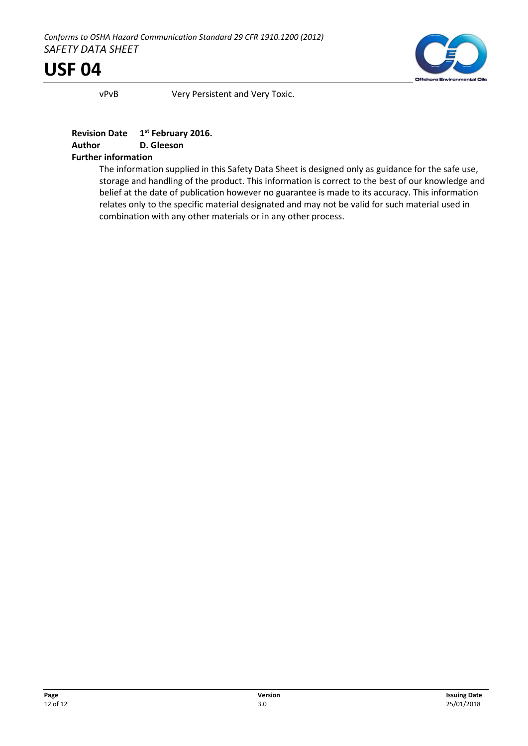| | |
|---|---|
| vPvB | Very Persistent and Very Toxic. |

**Revision Date** **1st February 2016.**
**Author** **D. Gleeson**

**Further information**

The information supplied in this Safety Data Sheet is designed only as guidance for the safe use, storage and handling of the product. This information is correct to the best of our knowledge and belief at the date of publication however no guarantee is made to its accuracy. This information relates only to the specific material designated and may not be valid for such material used in combination with any other materials or in any other process.